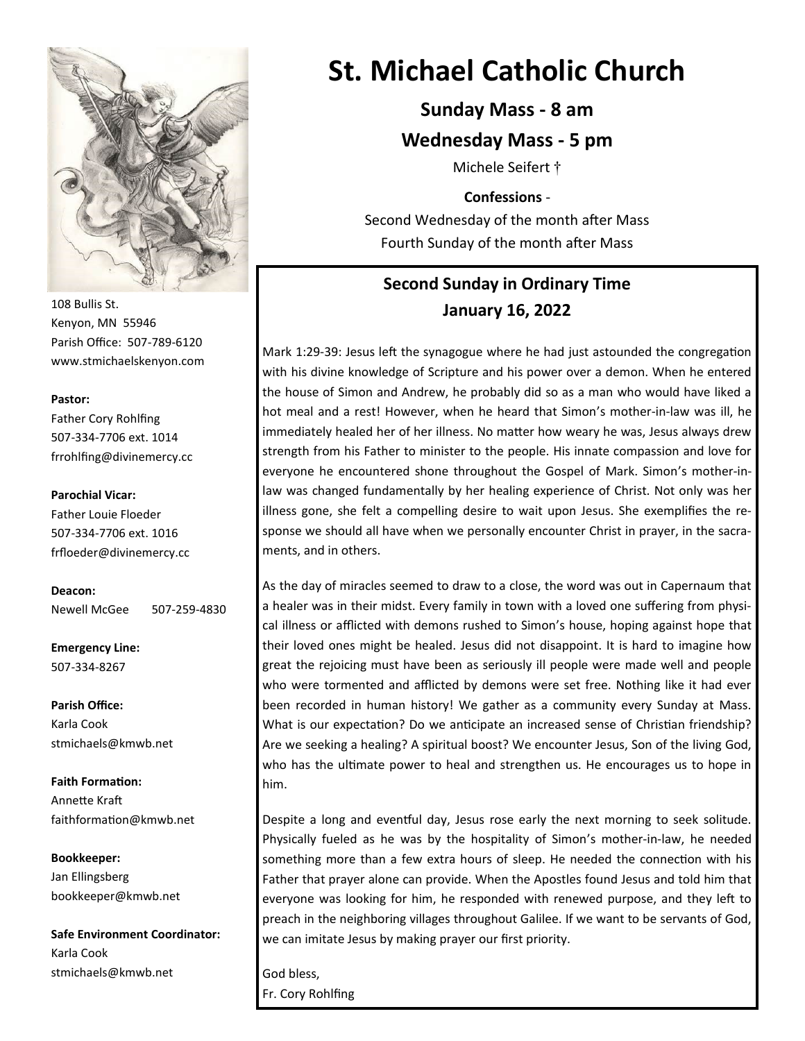# St. Michael Catholic Church

**Sunday Mass - 8 am**

**Wednesday Mass - 5 pm**

Michele Seifert †

**Confessions** -

Second Wednesday of the month after Mass

Fourth Sunday of the month after Mass

108 Bullis St.
Kenyon, MN 55946
Parish Office: 507-789-6120
www.stmichaelskenyon.com

**Pastor:**
Father Cory Rohlfing
507-334-7706 ext. 1014
frrohlfing@divinemercy.cc

**Parochial Vicar:**
Father Louie Floeder
507-334-7706 ext. 1016
frfloeder@divinemercy.cc

**Deacon:**
Newell McGee 507-259-4830

**Emergency Line:**
507-334-8267

**Parish Office:**
Karla Cook
stmichaels@kmwb.net

**Faith Formation:**
Annette Kraft
faithformation@kmwb.net

**Bookkeeper:**
Jan Ellingsberg
bookkeeper@kmwb.net

**Safe Environment Coordinator:**
Karla Cook
stmichaels@kmwb.net

## Second Sunday in Ordinary Time
## January 16, 2022

Mark 1:29-39: Jesus left the synagogue where he had just astounded the congregation with his divine knowledge of Scripture and his power over a demon. When he entered the house of Simon and Andrew, he probably did so as a man who would have liked a hot meal and a rest! However, when he heard that Simon's mother-in-law was ill, he immediately healed her of her illness. No matter how weary he was, Jesus always drew strength from his Father to minister to the people. His innate compassion and love for everyone he encountered shone throughout the Gospel of Mark. Simon's mother-in-law was changed fundamentally by her healing experience of Christ. Not only was her illness gone, she felt a compelling desire to wait upon Jesus. She exemplifies the response we should all have when we personally encounter Christ in prayer, in the sacraments, and in others.

As the day of miracles seemed to draw to a close, the word was out in Capernaum that a healer was in their midst. Every family in town with a loved one suffering from physical illness or afflicted with demons rushed to Simon's house, hoping against hope that their loved ones might be healed. Jesus did not disappoint. It is hard to imagine how great the rejoicing must have been as seriously ill people were made well and people who were tormented and afflicted by demons were set free. Nothing like it had ever been recorded in human history! We gather as a community every Sunday at Mass. What is our expectation? Do we anticipate an increased sense of Christian friendship? Are we seeking a healing? A spiritual boost? We encounter Jesus, Son of the living God, who has the ultimate power to heal and strengthen us. He encourages us to hope in him.

Despite a long and eventful day, Jesus rose early the next morning to seek solitude. Physically fueled as he was by the hospitality of Simon's mother-in-law, he needed something more than a few extra hours of sleep. He needed the connection with his Father that prayer alone can provide. When the Apostles found Jesus and told him that everyone was looking for him, he responded with renewed purpose, and they left to preach in the neighboring villages throughout Galilee. If we want to be servants of God, we can imitate Jesus by making prayer our first priority.

God bless,
Fr. Cory Rohlfing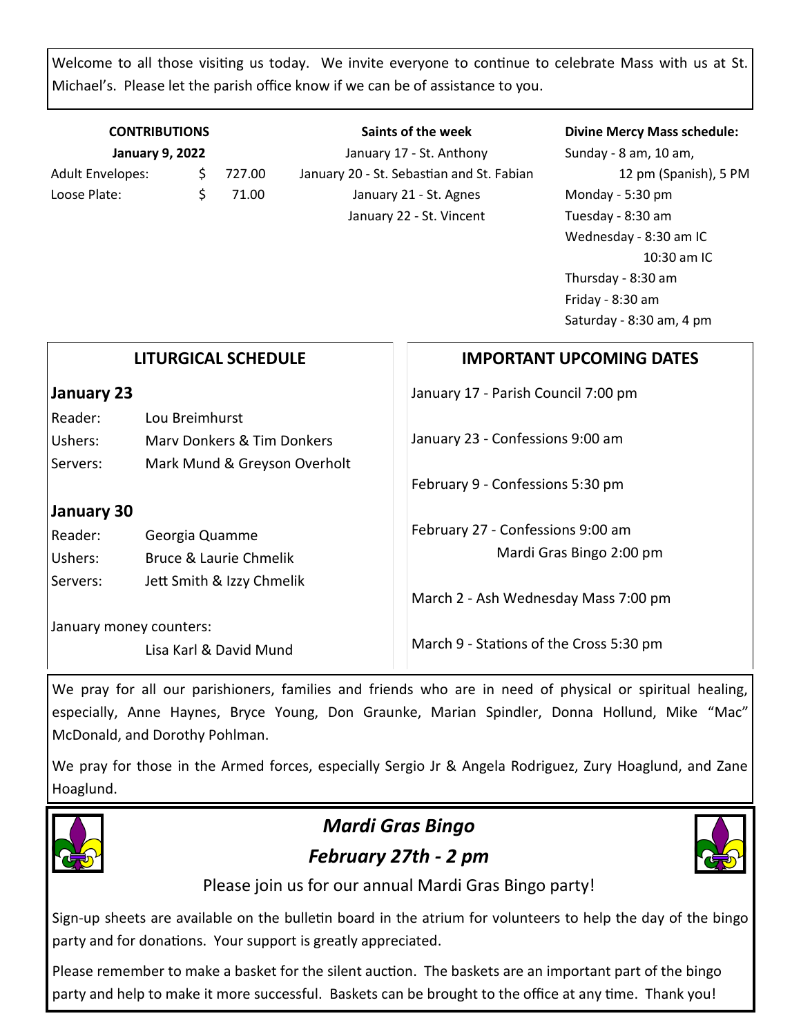Welcome to all those visiting us today. We invite everyone to continue to celebrate Mass with us at St. Michael's. Please let the parish office know if we can be of assistance to you.

**CONTRIBUTIONS**

**January 9, 2022**

| | |
|---|---|
| Adult Envelopes: | $ 727.00 |
| Loose Plate: | $ 71.00 |

**Saints of the week**

January 17 - St. Anthony
January 20 - St. Sebastian and St. Fabian
January 21 - St. Agnes
January 22 - St. Vincent

**Divine Mercy Mass schedule:**

Sunday - 8 am, 10 am, 12 pm (Spanish), 5 PM
Monday - 5:30 pm
Tuesday - 8:30 am
Wednesday - 8:30 am IC
10:30 am IC
Thursday - 8:30 am
Friday - 8:30 am
Saturday - 8:30 am, 4 pm

## LITURGICAL SCHEDULE

### January 23

| | |
|---|---|
| Reader: | Lou Breimhurst |
| Ushers: | Marv Donkers & Tim Donkers |
| Servers: | Mark Mund & Greyson Overholt |

### January 30

| | |
|---|---|
| Reader: | Georgia Quamme |
| Ushers: | Bruce & Laurie Chmelik |
| Servers: | Jett Smith & Izzy Chmelik |

January money counters:
Lisa Karl & David Mund

## IMPORTANT UPCOMING DATES

January 17 - Parish Council 7:00 pm

January 23 - Confessions 9:00 am

February 9 - Confessions 5:30 pm

February 27 - Confessions 9:00 am
Mardi Gras Bingo 2:00 pm

March 2 - Ash Wednesday Mass 7:00 pm

March 9 - Stations of the Cross 5:30 pm

We pray for all our parishioners, families and friends who are in need of physical or spiritual healing, especially, Anne Haynes, Bryce Young, Don Graunke, Marian Spindler, Donna Hollund, Mike "Mac" McDonald, and Dorothy Pohlman.

We pray for those in the Armed forces, especially Sergio Jr & Angela Rodriguez, Zury Hoaglund, and Zane Hoaglund.

## *Mardi Gras Bingo*

## *February 27th - 2 pm*

Please join us for our annual Mardi Gras Bingo party!

Sign-up sheets are available on the bulletin board in the atrium for volunteers to help the day of the bingo party and for donations. Your support is greatly appreciated.

Please remember to make a basket for the silent auction. The baskets are an important part of the bingo party and help to make it more successful. Baskets can be brought to the office at any time. Thank you!